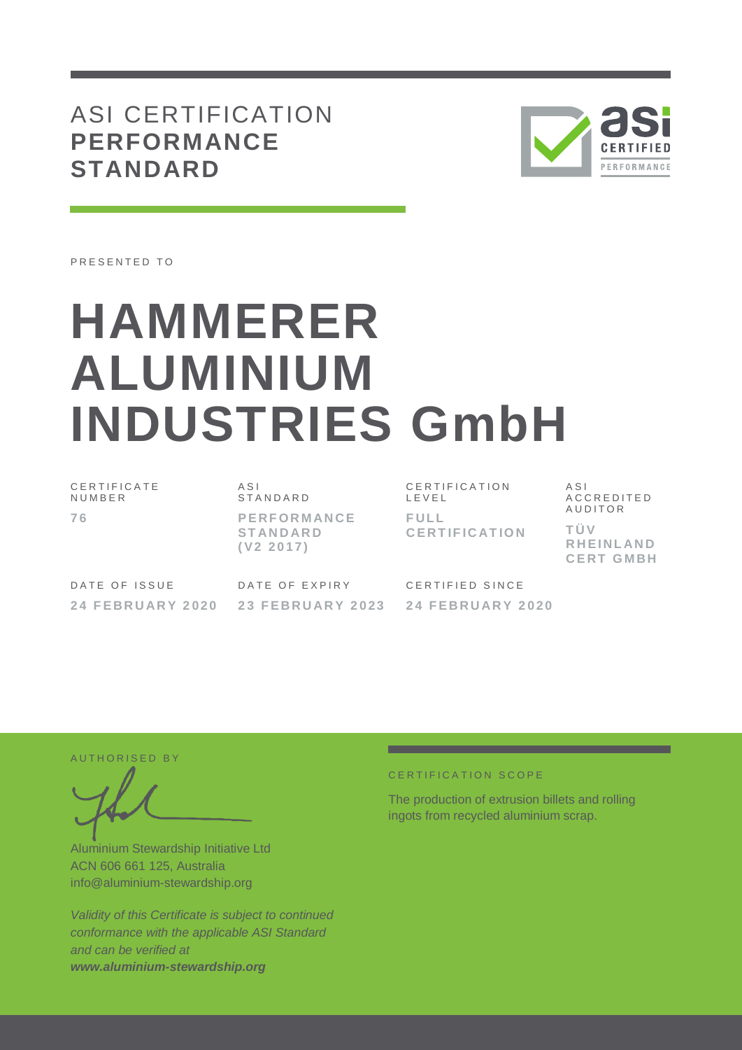# ASI CERTIFICATION **PERFORMANCE STANDARD**

PRESENTED TO

# HAMMERER ALUMINIUM INDUSTRIES GmbH

| CERTIFICATE NUMBER | ASI STANDARD | CERTIFICATION LEVEL | ASI ACCREDITED AUDITOR |
|---|---|---|---|
| **76** | **PERFORMANCE STANDARD (V2 2017)** | **FULL CERTIFICATION** | **TÜV RHEINLAND CERT GMBH** |

| DATE OF ISSUE | DATE OF EXPIRY | CERTIFIED SINCE |
|---|---|---|
| **24 FEBRUARY 2020** | **23 FEBRUARY 2023** | **24 FEBRUARY 2020** |

AUTHORISED BY

Aluminium Stewardship Initiative Ltd
ACN 606 661 125, Australia
info@aluminium-stewardship.org

*Validity of this Certificate is subject to continued conformance with the applicable ASI Standard and can be verified at* ***www.aluminium-stewardship.org***

CERTIFICATION SCOPE

The production of extrusion billets and rolling ingots from recycled aluminium scrap.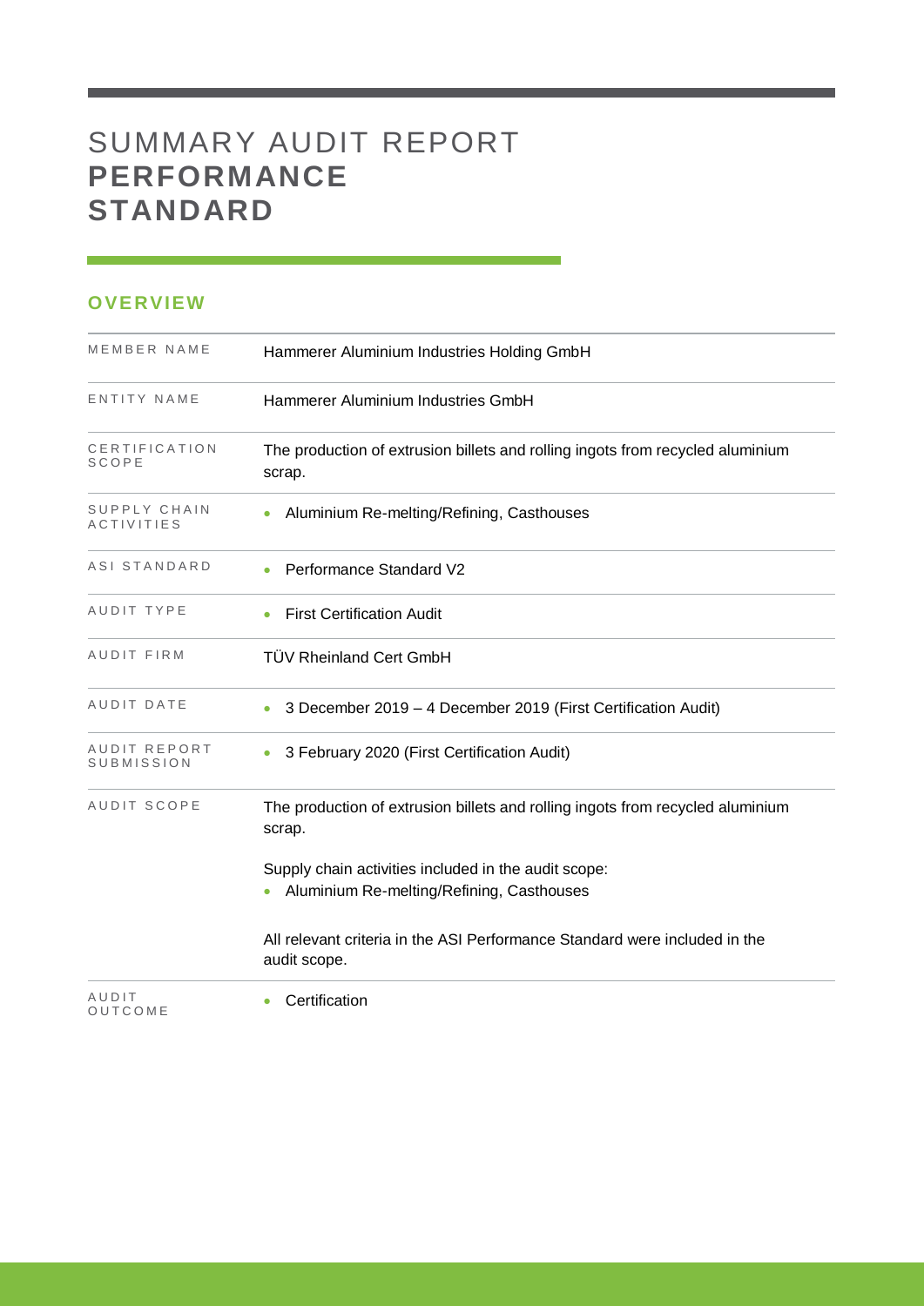# SUMMARY AUDIT REPORT **PERFORMANCE STANDARD**

## OVERVIEW

| | |
|---|---|
| MEMBER NAME | Hammerer Aluminium Industries Holding GmbH |
| ENTITY NAME | Hammerer Aluminium Industries GmbH |
| CERTIFICATION SCOPE | The production of extrusion billets and rolling ingots from recycled aluminium scrap. |
| SUPPLY CHAIN ACTIVITIES | • Aluminium Re-melting/Refining, Casthouses |
| ASI STANDARD | • Performance Standard V2 |
| AUDIT TYPE | • First Certification Audit |
| AUDIT FIRM | TÜV Rheinland Cert GmbH |
| AUDIT DATE | • 3 December 2019 – 4 December 2019 (First Certification Audit) |
| AUDIT REPORT SUBMISSION | • 3 February 2020 (First Certification Audit) |
| AUDIT SCOPE | The production of extrusion billets and rolling ingots from recycled aluminium scrap.<br><br>Supply chain activities included in the audit scope:<br>• Aluminium Re-melting/Refining, Casthouses<br><br>All relevant criteria in the ASI Performance Standard were included in the audit scope. |
| AUDIT OUTCOME | • Certification |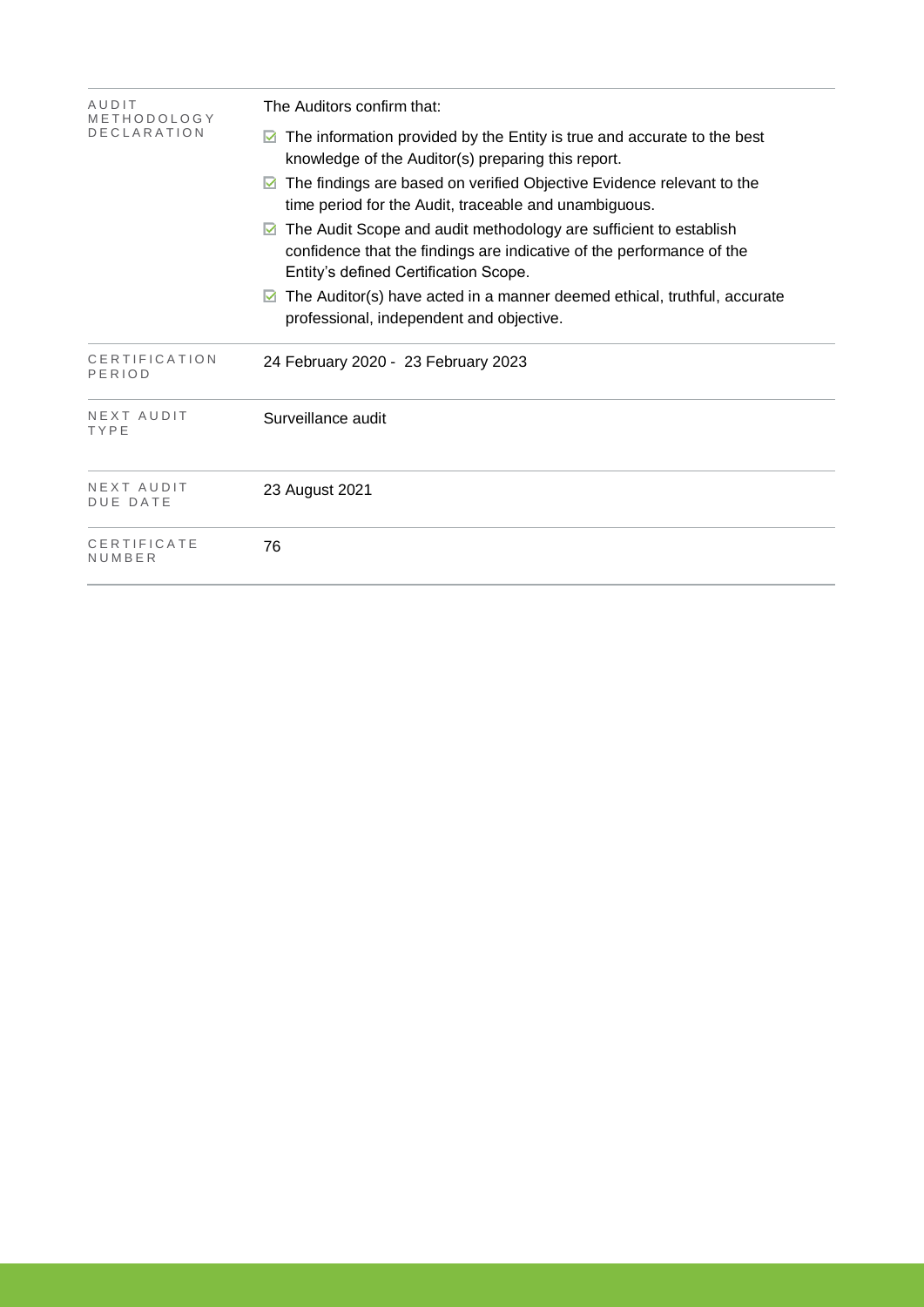| | |
|---|---|
| AUDIT METHODOLOGY DECLARATION | The Auditors confirm that:<br>☑ The information provided by the Entity is true and accurate to the best knowledge of the Auditor(s) preparing this report.<br>☑ The findings are based on verified Objective Evidence relevant to the time period for the Audit, traceable and unambiguous.<br>☑ The Audit Scope and audit methodology are sufficient to establish confidence that the findings are indicative of the performance of the Entity's defined Certification Scope.<br>☑ The Auditor(s) have acted in a manner deemed ethical, truthful, accurate professional, independent and objective. |
| CERTIFICATION PERIOD | 24 February 2020 - 23 February 2023 |
| NEXT AUDIT TYPE | Surveillance audit |
| NEXT AUDIT DUE DATE | 23 August 2021 |
| CERTIFICATE NUMBER | 76 |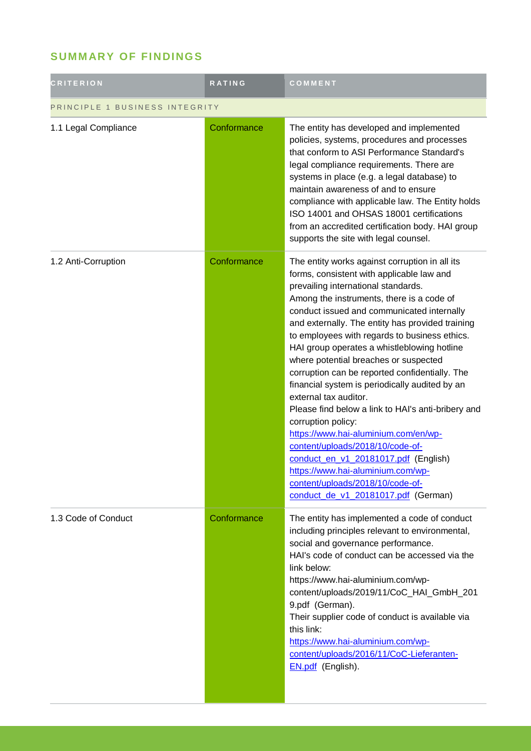## SUMMARY OF FINDINGS

| CRITERION | RATING | COMMENT |
|---|---|---|
| PRINCIPLE 1 BUSINESS INTEGRITY | | |
| 1.1 Legal Compliance | Conformance | The entity has developed and implemented policies, systems, procedures and processes that conform to ASI Performance Standard's legal compliance requirements. There are systems in place (e.g. a legal database) to maintain awareness of and to ensure compliance with applicable law. The Entity holds ISO 14001 and OHSAS 18001 certifications from an accredited certification body. HAI group supports the site with legal counsel. |
| 1.2 Anti-Corruption | Conformance | The entity works against corruption in all its forms, consistent with applicable law and prevailing international standards.<br>Among the instruments, there is a code of conduct issued and communicated internally and externally. The entity has provided training to employees with regards to business ethics. HAI group operates a whistleblowing hotline where potential breaches or suspected corruption can be reported confidentially. The financial system is periodically audited by an external tax auditor.<br>Please find below a link to HAI's anti-bribery and corruption policy:<br>https://www.hai-aluminium.com/en/wp-content/uploads/2018/10/code-of-conduct_en_v1_20181017.pdf (English)<br>https://www.hai-aluminium.com/wp-content/uploads/2018/10/code-of-conduct_de_v1_20181017.pdf (German) |
| 1.3 Code of Conduct | Conformance | The entity has implemented a code of conduct including principles relevant to environmental, social and governance performance.<br>HAI's code of conduct can be accessed via the link below:<br>https://www.hai-aluminium.com/wp-content/uploads/2019/11/CoC_HAI_GmbH_2019.pdf (German).<br>Their supplier code of conduct is available via this link:<br>https://www.hai-aluminium.com/wp-content/uploads/2016/11/CoC-Lieferanten-EN.pdf (English). |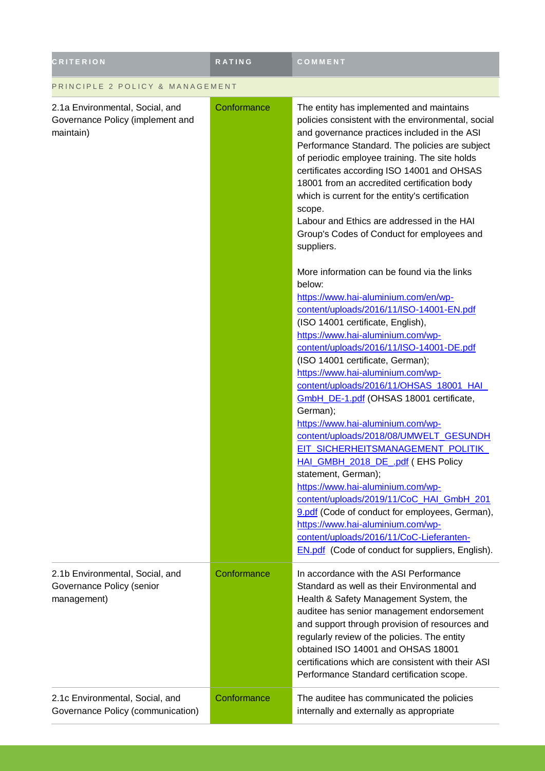| CRITERION | RATING | COMMENT |
| --- | --- | --- |
| PRINCIPLE 2 POLICY & MANAGEMENT | | |
| 2.1a Environmental, Social, and Governance Policy (implement and maintain) | Conformance | The entity has implemented and maintains policies consistent with the environmental, social and governance practices included in the ASI Performance Standard. The policies are subject of periodic employee training. The site holds certificates according ISO 14001 and OHSAS 18001 from an accredited certification body which is current for the entity's certification scope.<br>Labour and Ethics are addressed in the HAI Group's Codes of Conduct for employees and suppliers.<br><br>More information can be found via the links below:<br>[https://www.hai-aluminium.com/en/wp-content/uploads/2016/11/ISO-14001-EN.pdf](https://www.hai-aluminium.com/en/wp-content/uploads/2016/11/ISO-14001-EN.pdf) (ISO 14001 certificate, English),<br>[https://www.hai-aluminium.com/wp-content/uploads/2016/11/ISO-14001-DE.pdf](https://www.hai-aluminium.com/wp-content/uploads/2016/11/ISO-14001-DE.pdf) (ISO 14001 certificate, German);<br>[https://www.hai-aluminium.com/wp-content/uploads/2016/11/OHSAS_18001_HAI_GmbH_DE-1.pdf](https://www.hai-aluminium.com/wp-content/uploads/2016/11/OHSAS_18001_HAI_GmbH_DE-1.pdf) (OHSAS 18001 certificate, German);<br>[https://www.hai-aluminium.com/wp-content/uploads/2018/08/UMWELT_GESUNDHEIT_SICHERHEITSMANAGEMENT_POLITIK_HAI_GMBH_2018_DE_.pdf](https://www.hai-aluminium.com/wp-content/uploads/2018/08/UMWELT_GESUNDHEIT_SICHERHEITSMANAGEMENT_POLITIK_HAI_GMBH_2018_DE_.pdf) ( EHS Policy statement, German);<br>[https://www.hai-aluminium.com/wp-content/uploads/2019/11/CoC_HAI_GmbH_2019.pdf](https://www.hai-aluminium.com/wp-content/uploads/2019/11/CoC_HAI_GmbH_2019.pdf) (Code of conduct for employees, German),<br>[https://www.hai-aluminium.com/wp-content/uploads/2016/11/CoC-Lieferanten-EN.pdf](https://www.hai-aluminium.com/wp-content/uploads/2016/11/CoC-Lieferanten-EN.pdf) (Code of conduct for suppliers, English). |
| 2.1b Environmental, Social, and Governance Policy (senior management) | Conformance | In accordance with the ASI Performance Standard as well as their Environmental and Health & Safety Management System, the auditee has senior management endorsement and support through provision of resources and regularly review of the policies. The entity obtained ISO 14001 and OHSAS 18001 certifications which are consistent with their ASI Performance Standard certification scope. |
| 2.1c Environmental, Social, and Governance Policy (communication) | Conformance | The auditee has communicated the policies internally and externally as appropriate |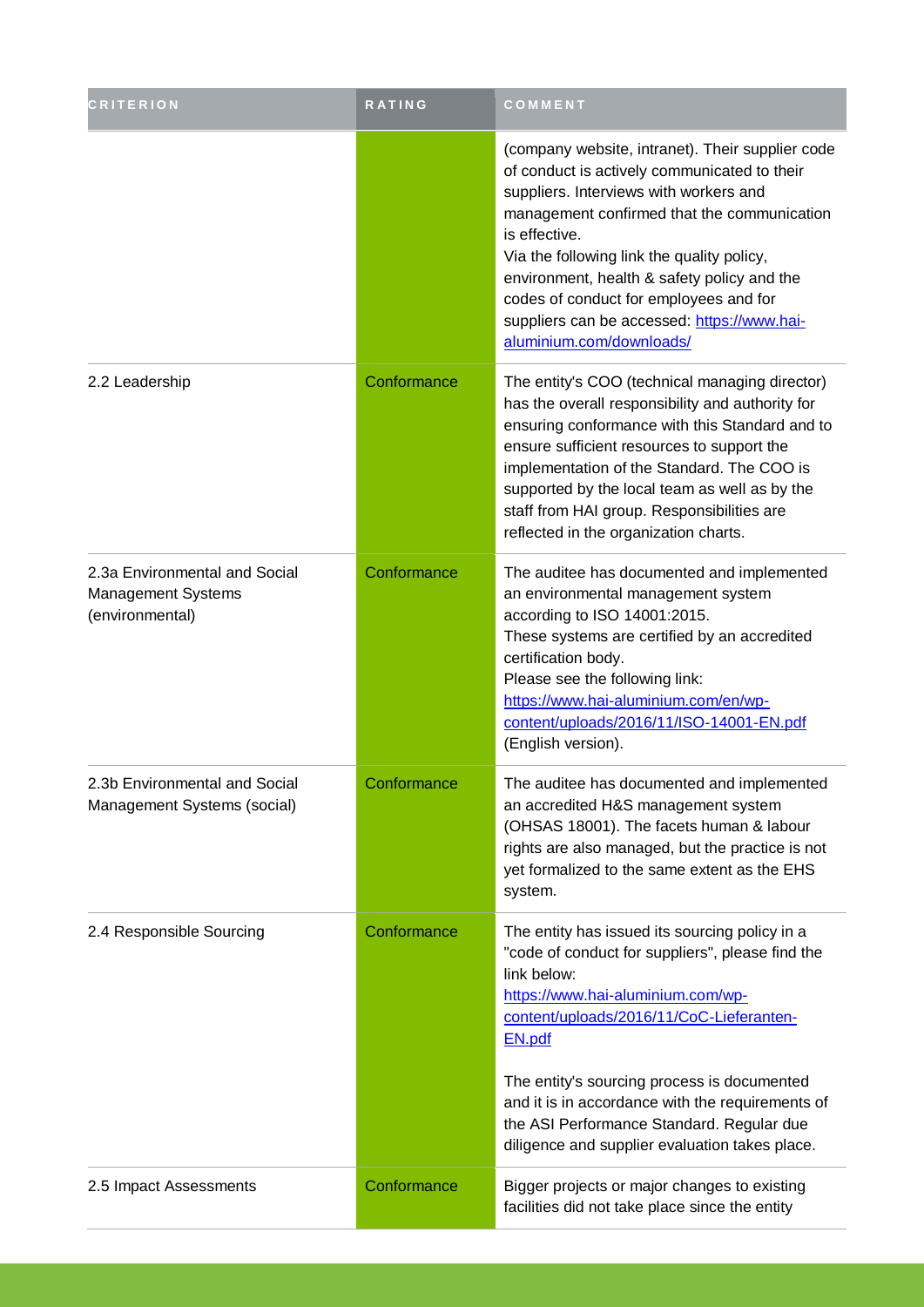| CRITERION | RATING | COMMENT |
| --- | --- | --- |
| | | (company website, intranet). Their supplier code of conduct is actively communicated to their suppliers. Interviews with workers and management confirmed that the communication is effective.<br>Via the following link the quality policy, environment, health & safety policy and the codes of conduct for employees and for suppliers can be accessed: https://www.hai-aluminium.com/downloads/ |
| 2.2 Leadership | Conformance | The entity's COO (technical managing director) has the overall responsibility and authority for ensuring conformance with this Standard and to ensure sufficient resources to support the implementation of the Standard. The COO is supported by the local team as well as by the staff from HAI group. Responsibilities are reflected in the organization charts. |
| 2.3a Environmental and Social Management Systems (environmental) | Conformance | The auditee has documented and implemented an environmental management system according to ISO 14001:2015.<br>These systems are certified by an accredited certification body.<br>Please see the following link: https://www.hai-aluminium.com/en/wp-content/uploads/2016/11/ISO-14001-EN.pdf (English version). |
| 2.3b Environmental and Social Management Systems (social) | Conformance | The auditee has documented and implemented an accredited H&S management system (OHSAS 18001). The facets human & labour rights are also managed, but the practice is not yet formalized to the same extent as the EHS system. |
| 2.4 Responsible Sourcing | Conformance | The entity has issued its sourcing policy in a "code of conduct for suppliers", please find the link below:<br>https://www.hai-aluminium.com/wp-content/uploads/2016/11/CoC-Lieferanten-EN.pdf<br><br>The entity's sourcing process is documented and it is in accordance with the requirements of the ASI Performance Standard. Regular due diligence and supplier evaluation takes place. |
| 2.5 Impact Assessments | Conformance | Bigger projects or major changes to existing facilities did not take place since the entity |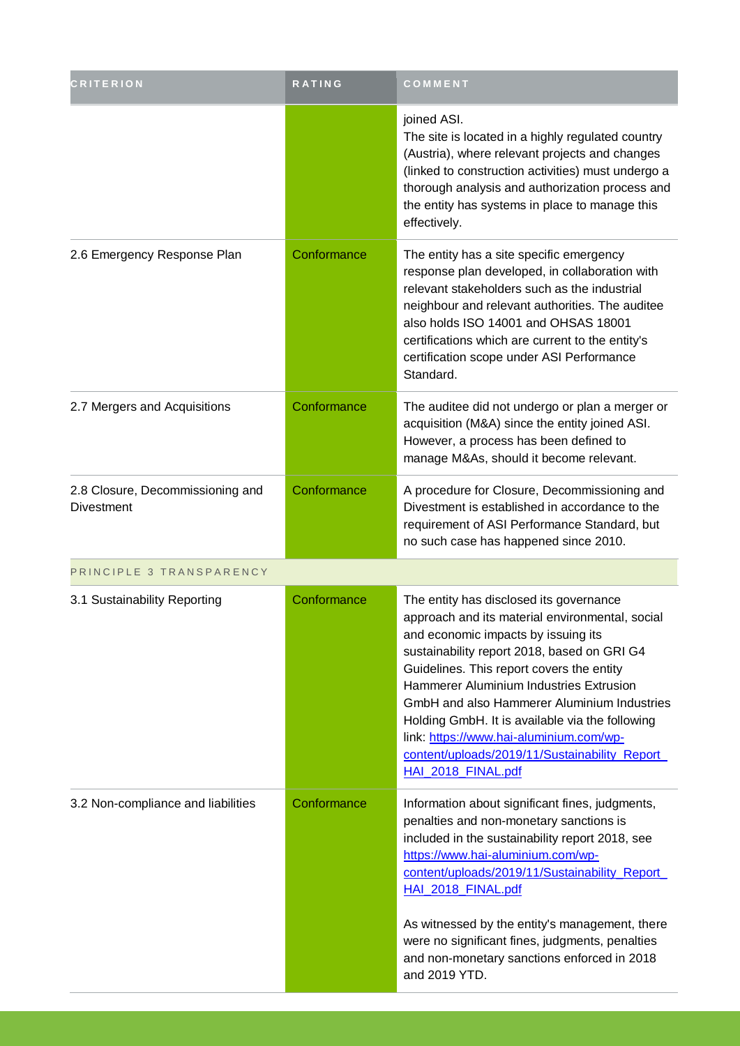| CRITERION | RATING | COMMENT |
| --- | --- | --- |
| | | joined ASI.<br>The site is located in a highly regulated country (Austria), where relevant projects and changes (linked to construction activities) must undergo a thorough analysis and authorization process and the entity has systems in place to manage this effectively. |
| 2.6 Emergency Response Plan | Conformance | The entity has a site specific emergency response plan developed, in collaboration with relevant stakeholders such as the industrial neighbour and relevant authorities. The auditee also holds ISO 14001 and OHSAS 18001 certifications which are current to the entity's certification scope under ASI Performance Standard. |
| 2.7 Mergers and Acquisitions | Conformance | The auditee did not undergo or plan a merger or acquisition (M&A) since the entity joined ASI. However, a process has been defined to manage M&As, should it become relevant. |
| 2.8 Closure, Decommissioning and Divestment | Conformance | A procedure for Closure, Decommissioning and Divestment is established in accordance to the requirement of ASI Performance Standard, but no such case has happened since 2010. |
| PRINCIPLE 3 TRANSPARENCY | | |
| 3.1 Sustainability Reporting | Conformance | The entity has disclosed its governance approach and its material environmental, social and economic impacts by issuing its sustainability report 2018, based on GRI G4 Guidelines. This report covers the entity Hammerer Aluminium Industries Extrusion GmbH and also Hammerer Aluminium Industries Holding GmbH. It is available via the following link: https://www.hai-aluminium.com/wp-content/uploads/2019/11/Sustainability_Report_HAI_2018_FINAL.pdf |
| 3.2 Non-compliance and liabilities | Conformance | Information about significant fines, judgments, penalties and non-monetary sanctions is included in the sustainability report 2018, see https://www.hai-aluminium.com/wp-content/uploads/2019/11/Sustainability_Report_HAI_2018_FINAL.pdf<br><br>As witnessed by the entity's management, there were no significant fines, judgments, penalties and non-monetary sanctions enforced in 2018 and 2019 YTD. |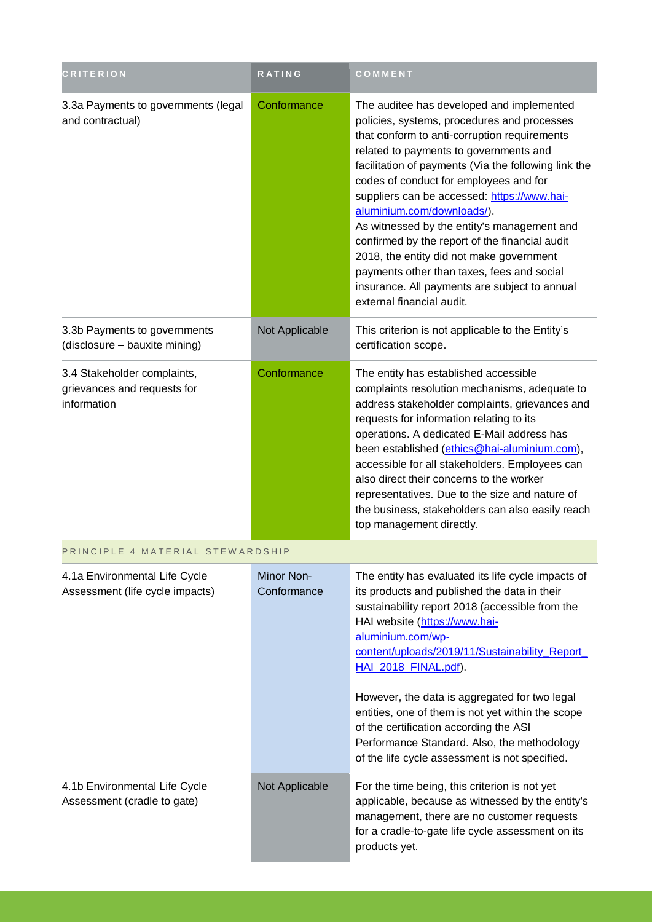| CRITERION | RATING | COMMENT |
|---|---|---|
| 3.3a Payments to governments (legal and contractual) | Conformance | The auditee has developed and implemented policies, systems, procedures and processes that conform to anti-corruption requirements related to payments to governments and facilitation of payments (Via the following link the codes of conduct for employees and for suppliers can be accessed: https://www.hai-aluminium.com/downloads/).<br>As witnessed by the entity's management and confirmed by the report of the financial audit 2018, the entity did not make government payments other than taxes, fees and social insurance. All payments are subject to annual external financial audit. |
| 3.3b Payments to governments (disclosure – bauxite mining) | Not Applicable | This criterion is not applicable to the Entity's certification scope. |
| 3.4 Stakeholder complaints, grievances and requests for information | Conformance | The entity has established accessible complaints resolution mechanisms, adequate to address stakeholder complaints, grievances and requests for information relating to its operations. A dedicated E-Mail address has been established (ethics@hai-aluminium.com), accessible for all stakeholders. Employees can also direct their concerns to the worker representatives. Due to the size and nature of the business, stakeholders can also easily reach top management directly. |
| PRINCIPLE 4 MATERIAL STEWARDSHIP | | |
| 4.1a Environmental Life Cycle Assessment (life cycle impacts) | Minor Non-Conformance | The entity has evaluated its life cycle impacts of its products and published the data in their sustainability report 2018 (accessible from the HAI website (https://www.hai-aluminium.com/wp-content/uploads/2019/11/Sustainability_Report_HAI_2018_FINAL.pdf).<br><br>However, the data is aggregated for two legal entities, one of them is not yet within the scope of the certification according the ASI Performance Standard. Also, the methodology of the life cycle assessment is not specified. |
| 4.1b Environmental Life Cycle Assessment (cradle to gate) | Not Applicable | For the time being, this criterion is not yet applicable, because as witnessed by the entity's management, there are no customer requests for a cradle-to-gate life cycle assessment on its products yet. |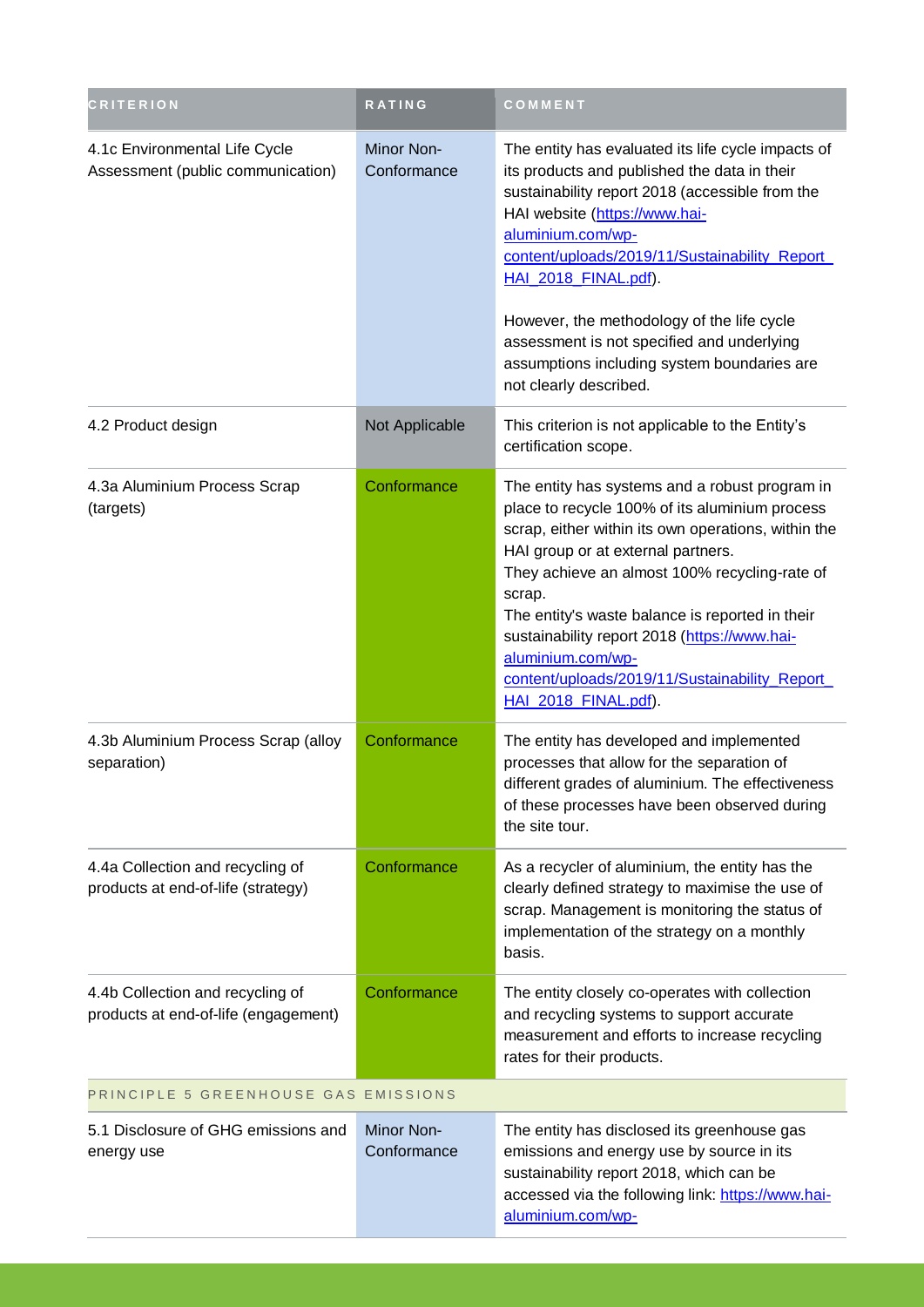| CRITERION | RATING | COMMENT |
|---|---|---|
| 4.1c Environmental Life Cycle Assessment (public communication) | Minor Non-Conformance | The entity has evaluated its life cycle impacts of its products and published the data in their sustainability report 2018 (accessible from the HAI website (https://www.hai-aluminium.com/wp-content/uploads/2019/11/Sustainability_Report_HAI_2018_FINAL.pdf).<br><br>However, the methodology of the life cycle assessment is not specified and underlying assumptions including system boundaries are not clearly described. |
| 4.2 Product design | Not Applicable | This criterion is not applicable to the Entity's certification scope. |
| 4.3a Aluminium Process Scrap (targets) | Conformance | The entity has systems and a robust program in place to recycle 100% of its aluminium process scrap, either within its own operations, within the HAI group or at external partners.<br>They achieve an almost 100% recycling-rate of scrap.<br>The entity's waste balance is reported in their sustainability report 2018 (https://www.hai-aluminium.com/wp-content/uploads/2019/11/Sustainability_Report_HAI_2018_FINAL.pdf). |
| 4.3b Aluminium Process Scrap (alloy separation) | Conformance | The entity has developed and implemented processes that allow for the separation of different grades of aluminium. The effectiveness of these processes have been observed during the site tour. |
| 4.4a Collection and recycling of products at end-of-life (strategy) | Conformance | As a recycler of aluminium, the entity has the clearly defined strategy to maximise the use of scrap. Management is monitoring the status of implementation of the strategy on a monthly basis. |
| 4.4b Collection and recycling of products at end-of-life (engagement) | Conformance | The entity closely co-operates with collection and recycling systems to support accurate measurement and efforts to increase recycling rates for their products. |
| PRINCIPLE 5 GREENHOUSE GAS EMISSIONS | | |
| 5.1 Disclosure of GHG emissions and energy use | Minor Non-Conformance | The entity has disclosed its greenhouse gas emissions and energy use by source in its sustainability report 2018, which can be accessed via the following link: https://www.hai-aluminium.com/wp- |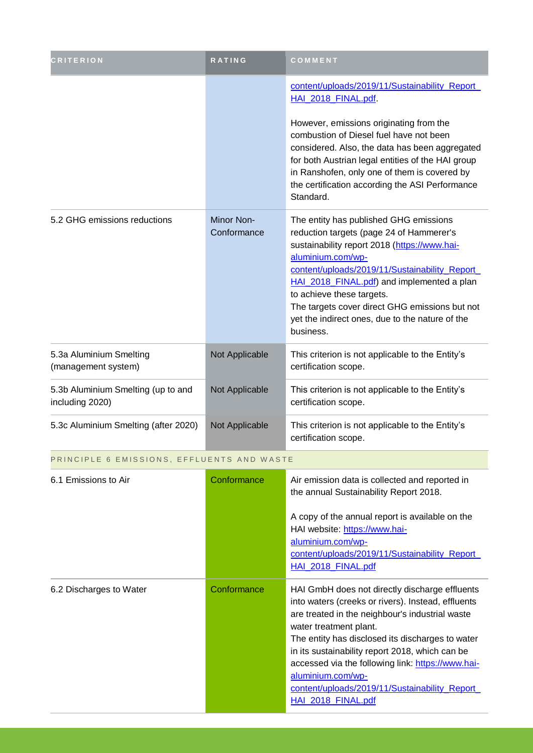| CRITERION | RATING | COMMENT |
| --- | --- | --- |
| | | content/uploads/2019/11/Sustainability_Report_HAI_2018_FINAL.pdf.<br><br>However, emissions originating from the combustion of Diesel fuel have not been considered. Also, the data has been aggregated for both Austrian legal entities of the HAI group in Ranshofen, only one of them is covered by the certification according the ASI Performance Standard. |
| 5.2 GHG emissions reductions | Minor Non-Conformance | The entity has published GHG emissions reduction targets (page 24 of Hammerer's sustainability report 2018 (https://www.hai-aluminium.com/wp-content/uploads/2019/11/Sustainability_Report_HAI_2018_FINAL.pdf) and implemented a plan to achieve these targets.<br>The targets cover direct GHG emissions but not yet the indirect ones, due to the nature of the business. |
| 5.3a Aluminium Smelting (management system) | Not Applicable | This criterion is not applicable to the Entity's certification scope. |
| 5.3b Aluminium Smelting (up to and including 2020) | Not Applicable | This criterion is not applicable to the Entity's certification scope. |
| 5.3c Aluminium Smelting (after 2020) | Not Applicable | This criterion is not applicable to the Entity's certification scope. |
| **PRINCIPLE 6 EMISSIONS, EFFLUENTS AND WASTE** | | |
| 6.1 Emissions to Air | Conformance | Air emission data is collected and reported in the annual Sustainability Report 2018.<br><br>A copy of the annual report is available on the HAI website: https://www.hai-aluminium.com/wp-content/uploads/2019/11/Sustainability_Report_HAI_2018_FINAL.pdf |
| 6.2 Discharges to Water | Conformance | HAI GmbH does not directly discharge effluents into waters (creeks or rivers). Instead, effluents are treated in the neighbour's industrial waste water treatment plant.<br>The entity has disclosed its discharges to water in its sustainability report 2018, which can be accessed via the following link: https://www.hai-aluminium.com/wp-content/uploads/2019/11/Sustainability_Report_HAI_2018_FINAL.pdf |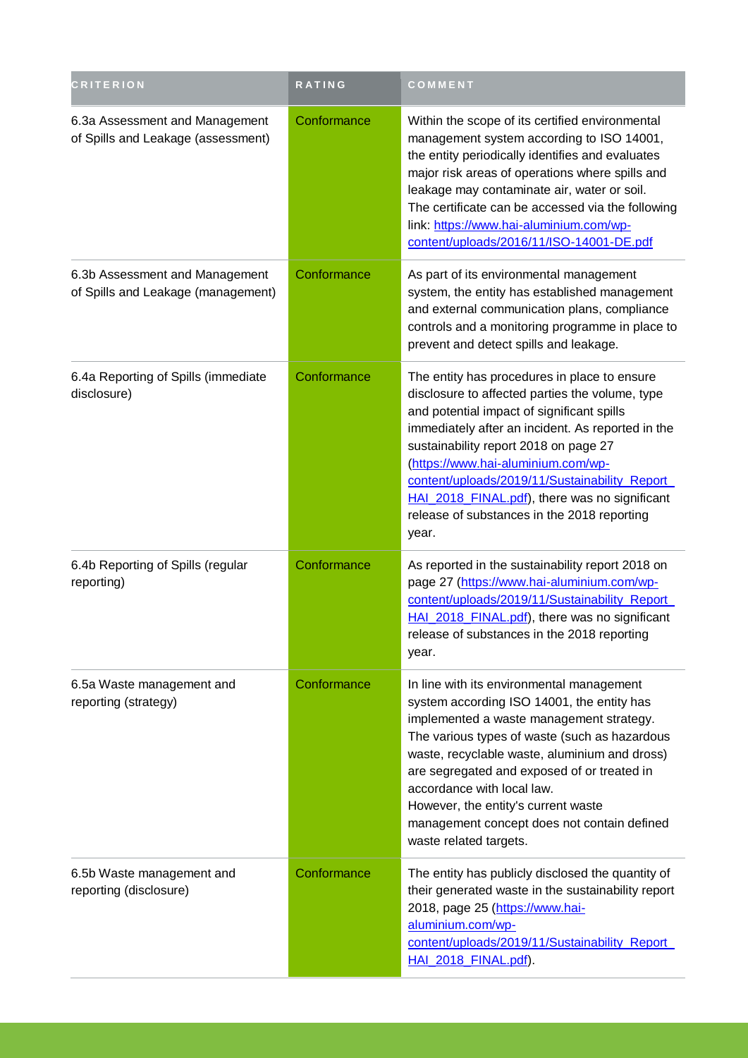| CRITERION | RATING | COMMENT |
| --- | --- | --- |
| 6.3a Assessment and Management of Spills and Leakage (assessment) | Conformance | Within the scope of its certified environmental management system according to ISO 14001, the entity periodically identifies and evaluates major risk areas of operations where spills and leakage may contaminate air, water or soil. The certificate can be accessed via the following link: https://www.hai-aluminium.com/wp-content/uploads/2016/11/ISO-14001-DE.pdf |
| 6.3b Assessment and Management of Spills and Leakage (management) | Conformance | As part of its environmental management system, the entity has established management and external communication plans, compliance controls and a monitoring programme in place to prevent and detect spills and leakage. |
| 6.4a Reporting of Spills (immediate disclosure) | Conformance | The entity has procedures in place to ensure disclosure to affected parties the volume, type and potential impact of significant spills immediately after an incident. As reported in the sustainability report 2018 on page 27 (https://www.hai-aluminium.com/wp-content/uploads/2019/11/Sustainability_Report_HAI_2018_FINAL.pdf), there was no significant release of substances in the 2018 reporting year. |
| 6.4b Reporting of Spills (regular reporting) | Conformance | As reported in the sustainability report 2018 on page 27 (https://www.hai-aluminium.com/wp-content/uploads/2019/11/Sustainability_Report_HAI_2018_FINAL.pdf), there was no significant release of substances in the 2018 reporting year. |
| 6.5a Waste management and reporting (strategy) | Conformance | In line with its environmental management system according ISO 14001, the entity has implemented a waste management strategy. The various types of waste (such as hazardous waste, recyclable waste, aluminium and dross) are segregated and exposed of or treated in accordance with local law. However, the entity's current waste management concept does not contain defined waste related targets. |
| 6.5b Waste management and reporting (disclosure) | Conformance | The entity has publicly disclosed the quantity of their generated waste in the sustainability report 2018, page 25 (https://www.hai-aluminium.com/wp-content/uploads/2019/11/Sustainability_Report_HAI_2018_FINAL.pdf). |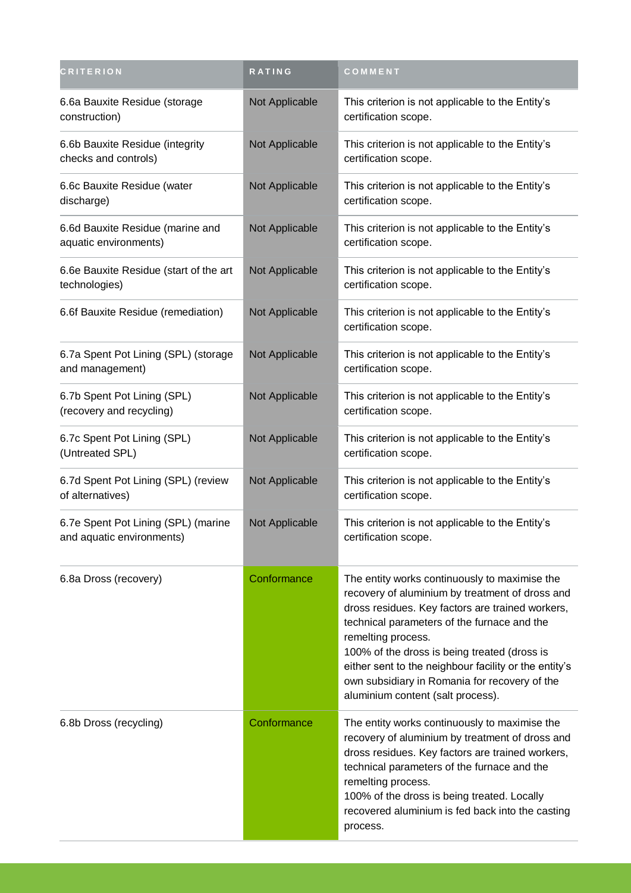| CRITERION | RATING | COMMENT |
|---|---|---|
| 6.6a Bauxite Residue (storage construction) | Not Applicable | This criterion is not applicable to the Entity's certification scope. |
| 6.6b Bauxite Residue (integrity checks and controls) | Not Applicable | This criterion is not applicable to the Entity's certification scope. |
| 6.6c Bauxite Residue (water discharge) | Not Applicable | This criterion is not applicable to the Entity's certification scope. |
| 6.6d Bauxite Residue (marine and aquatic environments) | Not Applicable | This criterion is not applicable to the Entity's certification scope. |
| 6.6e Bauxite Residue (start of the art technologies) | Not Applicable | This criterion is not applicable to the Entity's certification scope. |
| 6.6f Bauxite Residue (remediation) | Not Applicable | This criterion is not applicable to the Entity's certification scope. |
| 6.7a Spent Pot Lining (SPL) (storage and management) | Not Applicable | This criterion is not applicable to the Entity's certification scope. |
| 6.7b Spent Pot Lining (SPL) (recovery and recycling) | Not Applicable | This criterion is not applicable to the Entity's certification scope. |
| 6.7c Spent Pot Lining (SPL) (Untreated SPL) | Not Applicable | This criterion is not applicable to the Entity's certification scope. |
| 6.7d Spent Pot Lining (SPL) (review of alternatives) | Not Applicable | This criterion is not applicable to the Entity's certification scope. |
| 6.7e Spent Pot Lining (SPL) (marine and aquatic environments) | Not Applicable | This criterion is not applicable to the Entity's certification scope. |
| 6.8a Dross (recovery) | Conformance | The entity works continuously to maximise the recovery of aluminium by treatment of dross and dross residues. Key factors are trained workers, technical parameters of the furnace and the remelting process.<br>100% of the dross is being treated (dross is either sent to the neighbour facility or the entity's own subsidiary in Romania for recovery of the aluminium content (salt process). |
| 6.8b Dross (recycling) | Conformance | The entity works continuously to maximise the recovery of aluminium by treatment of dross and dross residues. Key factors are trained workers, technical parameters of the furnace and the remelting process.<br>100% of the dross is being treated. Locally recovered aluminium is fed back into the casting process. |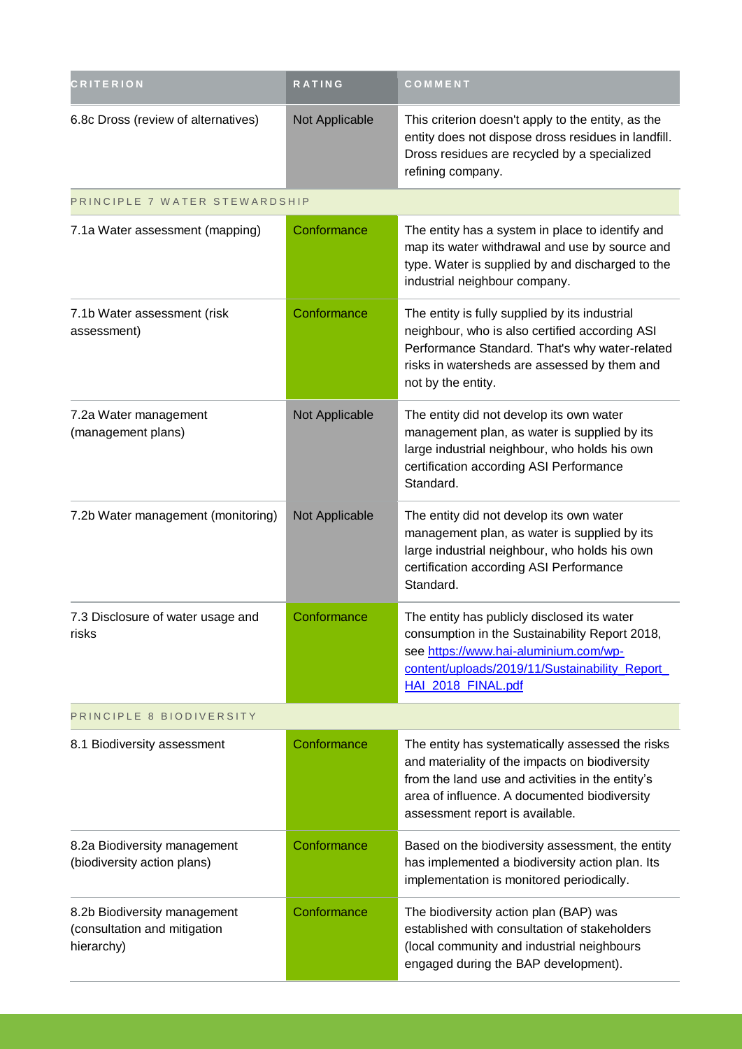| CRITERION | RATING | COMMENT |
|---|---|---|
| 6.8c Dross (review of alternatives) | Not Applicable | This criterion doesn't apply to the entity, as the entity does not dispose dross residues in landfill. Dross residues are recycled by a specialized refining company. |
| PRINCIPLE 7 WATER STEWARDSHIP | | |
| 7.1a Water assessment (mapping) | Conformance | The entity has a system in place to identify and map its water withdrawal and use by source and type. Water is supplied by and discharged to the industrial neighbour company. |
| 7.1b Water assessment (risk assessment) | Conformance | The entity is fully supplied by its industrial neighbour, who is also certified according ASI Performance Standard. That's why water-related risks in watersheds are assessed by them and not by the entity. |
| 7.2a Water management (management plans) | Not Applicable | The entity did not develop its own water management plan, as water is supplied by its large industrial neighbour, who holds his own certification according ASI Performance Standard. |
| 7.2b Water management (monitoring) | Not Applicable | The entity did not develop its own water management plan, as water is supplied by its large industrial neighbour, who holds his own certification according ASI Performance Standard. |
| 7.3 Disclosure of water usage and risks | Conformance | The entity has publicly disclosed its water consumption in the Sustainability Report 2018, see https://www.hai-aluminium.com/wp-content/uploads/2019/11/Sustainability_Report_HAI_2018_FINAL.pdf |
| PRINCIPLE 8 BIODIVERSITY | | |
| 8.1 Biodiversity assessment | Conformance | The entity has systematically assessed the risks and materiality of the impacts on biodiversity from the land use and activities in the entity's area of influence. A documented biodiversity assessment report is available. |
| 8.2a Biodiversity management (biodiversity action plans) | Conformance | Based on the biodiversity assessment, the entity has implemented a biodiversity action plan. Its implementation is monitored periodically. |
| 8.2b Biodiversity management (consultation and mitigation hierarchy) | Conformance | The biodiversity action plan (BAP) was established with consultation of stakeholders (local community and industrial neighbours engaged during the BAP development). |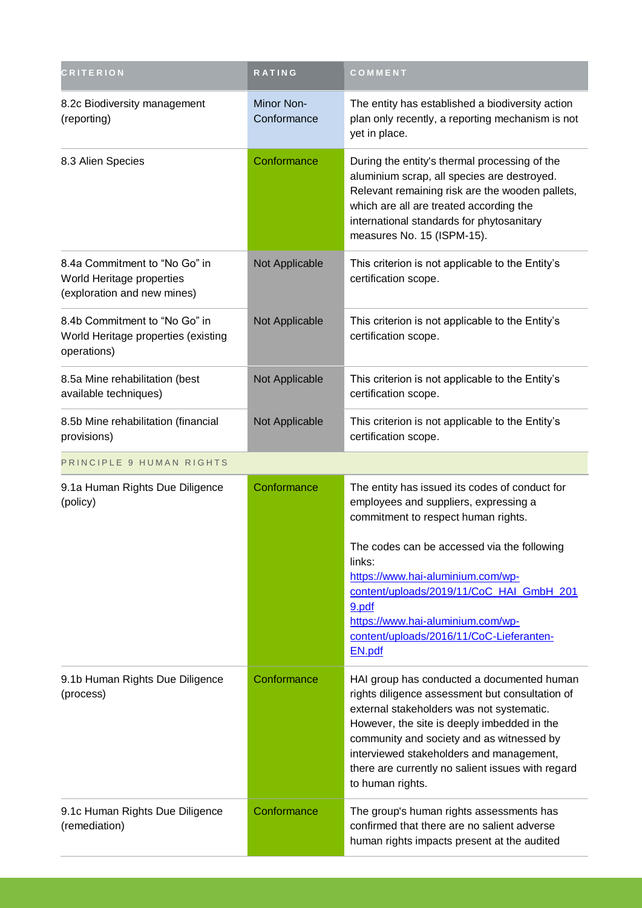| CRITERION | RATING | COMMENT |
|---|---|---|
| 8.2c Biodiversity management (reporting) | Minor Non-Conformance | The entity has established a biodiversity action plan only recently, a reporting mechanism is not yet in place. |
| 8.3 Alien Species | Conformance | During the entity's thermal processing of the aluminium scrap, all species are destroyed. Relevant remaining risk are the wooden pallets, which are all are treated according the international standards for phytosanitary measures No. 15 (ISPM-15). |
| 8.4a Commitment to "No Go" in World Heritage properties (exploration and new mines) | Not Applicable | This criterion is not applicable to the Entity's certification scope. |
| 8.4b Commitment to "No Go" in World Heritage properties (existing operations) | Not Applicable | This criterion is not applicable to the Entity's certification scope. |
| 8.5a Mine rehabilitation (best available techniques) | Not Applicable | This criterion is not applicable to the Entity's certification scope. |
| 8.5b Mine rehabilitation (financial provisions) | Not Applicable | This criterion is not applicable to the Entity's certification scope. |
| PRINCIPLE 9 HUMAN RIGHTS | | |
| 9.1a Human Rights Due Diligence (policy) | Conformance | The entity has issued its codes of conduct for employees and suppliers, expressing a commitment to respect human rights.<br><br>The codes can be accessed via the following links:<br>https://www.hai-aluminium.com/wp-content/uploads/2019/11/CoC_HAI_GmbH_2019.pdf<br>https://www.hai-aluminium.com/wp-content/uploads/2016/11/CoC-Lieferanten-EN.pdf |
| 9.1b Human Rights Due Diligence (process) | Conformance | HAI group has conducted a documented human rights diligence assessment but consultation of external stakeholders was not systematic. However, the site is deeply imbedded in the community and society and as witnessed by interviewed stakeholders and management, there are currently no salient issues with regard to human rights. |
| 9.1c Human Rights Due Diligence (remediation) | Conformance | The group's human rights assessments has confirmed that there are no salient adverse human rights impacts present at the audited |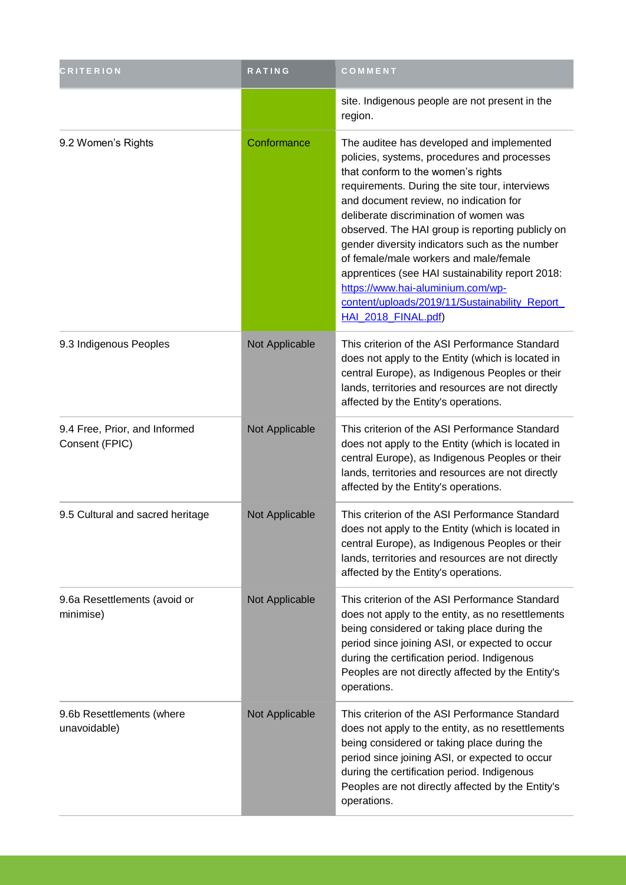| CRITERION | RATING | COMMENT |
| --- | --- | --- |
| | | site. Indigenous people are not present in the region. |
| 9.2 Women's Rights | Conformance | The auditee has developed and implemented policies, systems, procedures and processes that conform to the women's rights requirements. During the site tour, interviews and document review, no indication for deliberate discrimination of women was observed. The HAI group is reporting publicly on gender diversity indicators such as the number of female/male workers and male/female apprentices (see HAI sustainability report 2018: https://www.hai-aluminium.com/wp-content/uploads/2019/11/Sustainability_Report_HAI_2018_FINAL.pdf) |
| 9.3 Indigenous Peoples | Not Applicable | This criterion of the ASI Performance Standard does not apply to the Entity (which is located in central Europe), as Indigenous Peoples or their lands, territories and resources are not directly affected by the Entity's operations. |
| 9.4 Free, Prior, and Informed Consent (FPIC) | Not Applicable | This criterion of the ASI Performance Standard does not apply to the Entity (which is located in central Europe), as Indigenous Peoples or their lands, territories and resources are not directly affected by the Entity's operations. |
| 9.5 Cultural and sacred heritage | Not Applicable | This criterion of the ASI Performance Standard does not apply to the Entity (which is located in central Europe), as Indigenous Peoples or their lands, territories and resources are not directly affected by the Entity's operations. |
| 9.6a Resettlements (avoid or minimise) | Not Applicable | This criterion of the ASI Performance Standard does not apply to the entity, as no resettlements being considered or taking place during the period since joining ASI, or expected to occur during the certification period. Indigenous Peoples are not directly affected by the Entity's operations. |
| 9.6b Resettlements (where unavoidable) | Not Applicable | This criterion of the ASI Performance Standard does not apply to the entity, as no resettlements being considered or taking place during the period since joining ASI, or expected to occur during the certification period. Indigenous Peoples are not directly affected by the Entity's operations. |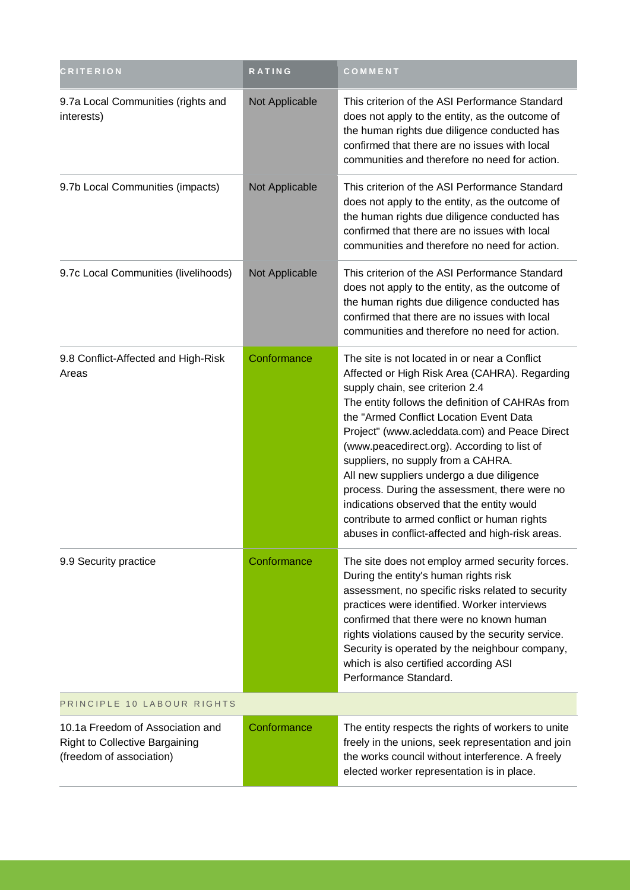| CRITERION | RATING | COMMENT |
| --- | --- | --- |
| 9.7a Local Communities (rights and interests) | Not Applicable | This criterion of the ASI Performance Standard does not apply to the entity, as the outcome of the human rights due diligence conducted has confirmed that there are no issues with local communities and therefore no need for action. |
| 9.7b Local Communities (impacts) | Not Applicable | This criterion of the ASI Performance Standard does not apply to the entity, as the outcome of the human rights due diligence conducted has confirmed that there are no issues with local communities and therefore no need for action. |
| 9.7c Local Communities (livelihoods) | Not Applicable | This criterion of the ASI Performance Standard does not apply to the entity, as the outcome of the human rights due diligence conducted has confirmed that there are no issues with local communities and therefore no need for action. |
| 9.8 Conflict-Affected and High-Risk Areas | Conformance | The site is not located in or near a Conflict Affected or High Risk Area (CAHRA). Regarding supply chain, see criterion 2.4<br>The entity follows the definition of CAHRAs from the "Armed Conflict Location Event Data Project" (www.acleddata.com) and Peace Direct (www.peacedirect.org). According to list of suppliers, no supply from a CAHRA.<br>All new suppliers undergo a due diligence process. During the assessment, there were no indications observed that the entity would contribute to armed conflict or human rights abuses in conflict-affected and high-risk areas. |
| 9.9 Security practice | Conformance | The site does not employ armed security forces. During the entity's human rights risk assessment, no specific risks related to security practices were identified. Worker interviews confirmed that there were no known human rights violations caused by the security service. Security is operated by the neighbour company, which is also certified according ASI Performance Standard. |
| PRINCIPLE 10 LABOUR RIGHTS | | |
| 10.1a Freedom of Association and Right to Collective Bargaining (freedom of association) | Conformance | The entity respects the rights of workers to unite freely in the unions, seek representation and join the works council without interference. A freely elected worker representation is in place. |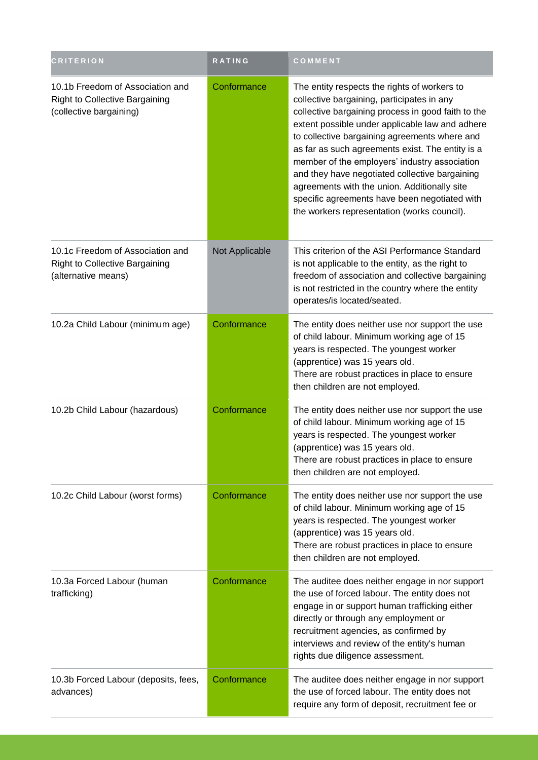| CRITERION | RATING | COMMENT |
| --- | --- | --- |
| 10.1b Freedom of Association and Right to Collective Bargaining (collective bargaining) | Conformance | The entity respects the rights of workers to collective bargaining, participates in any collective bargaining process in good faith to the extent possible under applicable law and adhere to collective bargaining agreements where and as far as such agreements exist. The entity is a member of the employers' industry association and they have negotiated collective bargaining agreements with the union. Additionally site specific agreements have been negotiated with the workers representation (works council). |
| 10.1c Freedom of Association and Right to Collective Bargaining (alternative means) | Not Applicable | This criterion of the ASI Performance Standard is not applicable to the entity, as the right to freedom of association and collective bargaining is not restricted in the country where the entity operates/is located/seated. |
| 10.2a Child Labour (minimum age) | Conformance | The entity does neither use nor support the use of child labour. Minimum working age of 15 years is respected. The youngest worker (apprentice) was 15 years old.<br>There are robust practices in place to ensure then children are not employed. |
| 10.2b Child Labour (hazardous) | Conformance | The entity does neither use nor support the use of child labour. Minimum working age of 15 years is respected. The youngest worker (apprentice) was 15 years old.<br>There are robust practices in place to ensure then children are not employed. |
| 10.2c Child Labour (worst forms) | Conformance | The entity does neither use nor support the use of child labour. Minimum working age of 15 years is respected. The youngest worker (apprentice) was 15 years old.<br>There are robust practices in place to ensure then children are not employed. |
| 10.3a Forced Labour (human trafficking) | Conformance | The auditee does neither engage in nor support the use of forced labour. The entity does not engage in or support human trafficking either directly or through any employment or recruitment agencies, as confirmed by interviews and review of the entity's human rights due diligence assessment. |
| 10.3b Forced Labour (deposits, fees, advances) | Conformance | The auditee does neither engage in nor support the use of forced labour. The entity does not require any form of deposit, recruitment fee or |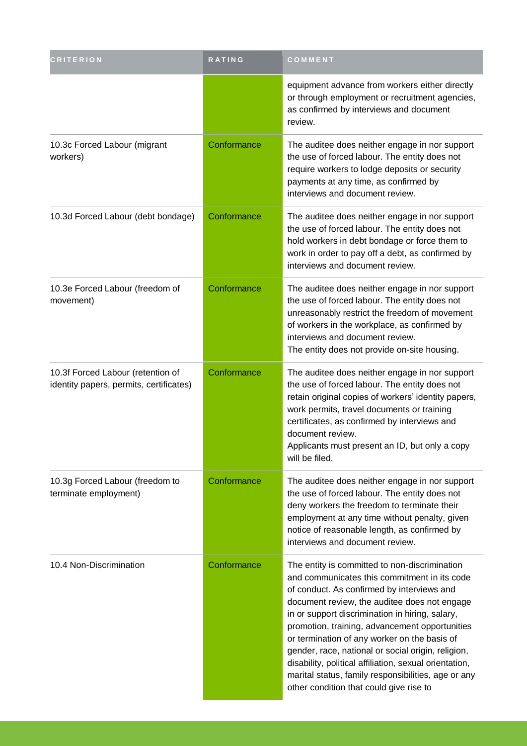| CRITERION | RATING | COMMENT |
| --- | --- | --- |
| | | equipment advance from workers either directly or through employment or recruitment agencies, as confirmed by interviews and document review. |
| 10.3c Forced Labour (migrant workers) | Conformance | The auditee does neither engage in nor support the use of forced labour. The entity does not require workers to lodge deposits or security payments at any time, as confirmed by interviews and document review. |
| 10.3d Forced Labour (debt bondage) | Conformance | The auditee does neither engage in nor support the use of forced labour. The entity does not hold workers in debt bondage or force them to work in order to pay off a debt, as confirmed by interviews and document review. |
| 10.3e Forced Labour (freedom of movement) | Conformance | The auditee does neither engage in nor support the use of forced labour. The entity does not unreasonably restrict the freedom of movement of workers in the workplace, as confirmed by interviews and document review.<br>The entity does not provide on-site housing. |
| 10.3f Forced Labour (retention of identity papers, permits, certificates) | Conformance | The auditee does neither engage in nor support the use of forced labour. The entity does not retain original copies of workers' identity papers, work permits, travel documents or training certificates, as confirmed by interviews and document review.<br>Applicants must present an ID, but only a copy will be filed. |
| 10.3g Forced Labour (freedom to terminate employment) | Conformance | The auditee does neither engage in nor support the use of forced labour. The entity does not deny workers the freedom to terminate their employment at any time without penalty, given notice of reasonable length, as confirmed by interviews and document review. |
| 10.4 Non-Discrimination | Conformance | The entity is committed to non-discrimination and communicates this commitment in its code of conduct. As confirmed by interviews and document review, the auditee does not engage in or support discrimination in hiring, salary, promotion, training, advancement opportunities or termination of any worker on the basis of gender, race, national or social origin, religion, disability, political affiliation, sexual orientation, marital status, family responsibilities, age or any other condition that could give rise to |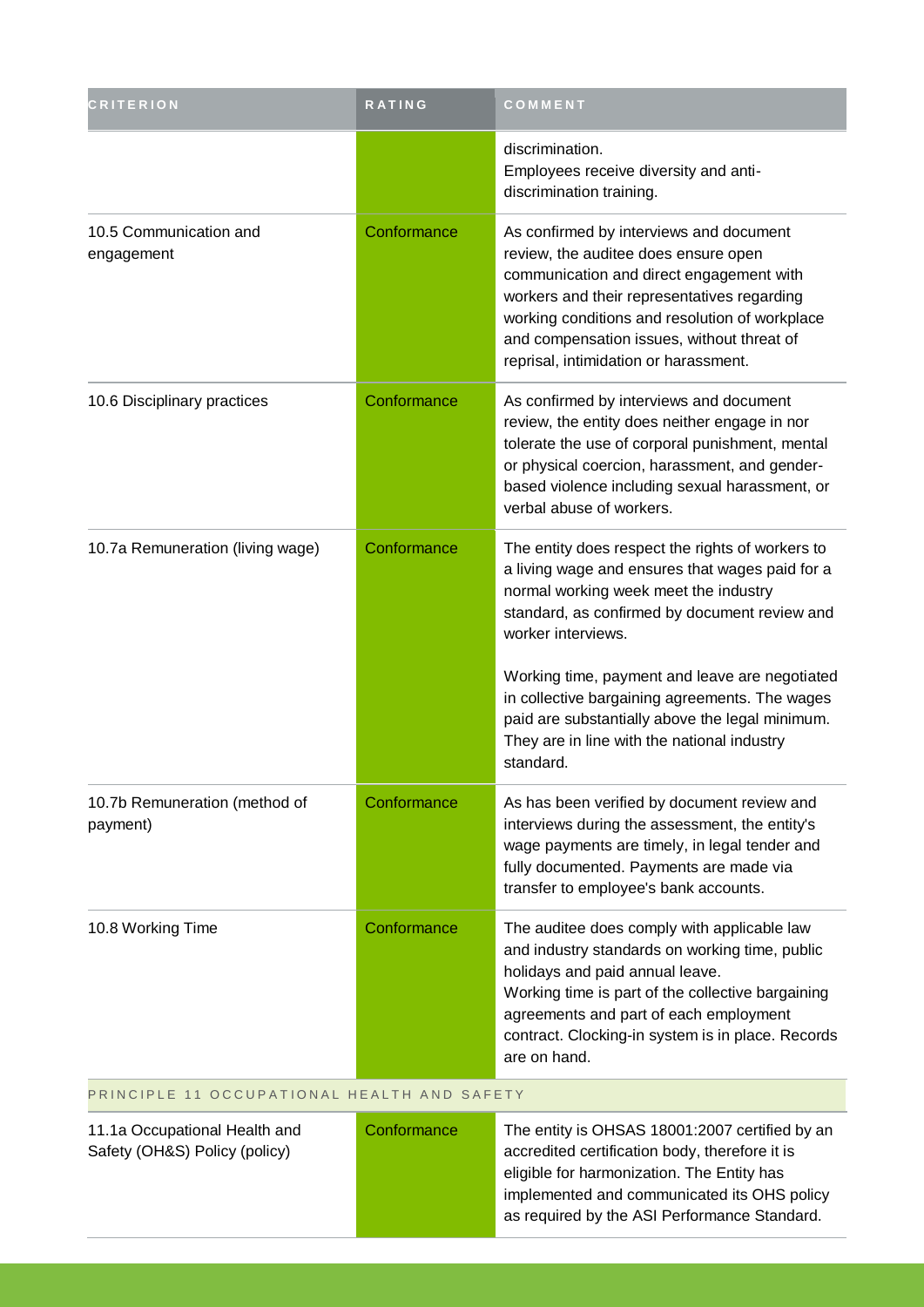| CRITERION | RATING | COMMENT |
| --- | --- | --- |
| | | discrimination.<br>Employees receive diversity and anti-discrimination training. |
| 10.5 Communication and engagement | Conformance | As confirmed by interviews and document review, the auditee does ensure open communication and direct engagement with workers and their representatives regarding working conditions and resolution of workplace and compensation issues, without threat of reprisal, intimidation or harassment. |
| 10.6 Disciplinary practices | Conformance | As confirmed by interviews and document review, the entity does neither engage in nor tolerate the use of corporal punishment, mental or physical coercion, harassment, and gender-based violence including sexual harassment, or verbal abuse of workers. |
| 10.7a Remuneration (living wage) | Conformance | The entity does respect the rights of workers to a living wage and ensures that wages paid for a normal working week meet the industry standard, as confirmed by document review and worker interviews.<br><br>Working time, payment and leave are negotiated in collective bargaining agreements. The wages paid are substantially above the legal minimum. They are in line with the national industry standard. |
| 10.7b Remuneration (method of payment) | Conformance | As has been verified by document review and interviews during the assessment, the entity's wage payments are timely, in legal tender and fully documented. Payments are made via transfer to employee's bank accounts. |
| 10.8 Working Time | Conformance | The auditee does comply with applicable law and industry standards on working time, public holidays and paid annual leave.<br>Working time is part of the collective bargaining agreements and part of each employment contract. Clocking-in system is in place. Records are on hand. |
| PRINCIPLE 11 OCCUPATIONAL HEALTH AND SAFETY | | |
| 11.1a Occupational Health and Safety (OH&S) Policy (policy) | Conformance | The entity is OHSAS 18001:2007 certified by an accredited certification body, therefore it is eligible for harmonization. The Entity has implemented and communicated its OHS policy as required by the ASI Performance Standard. |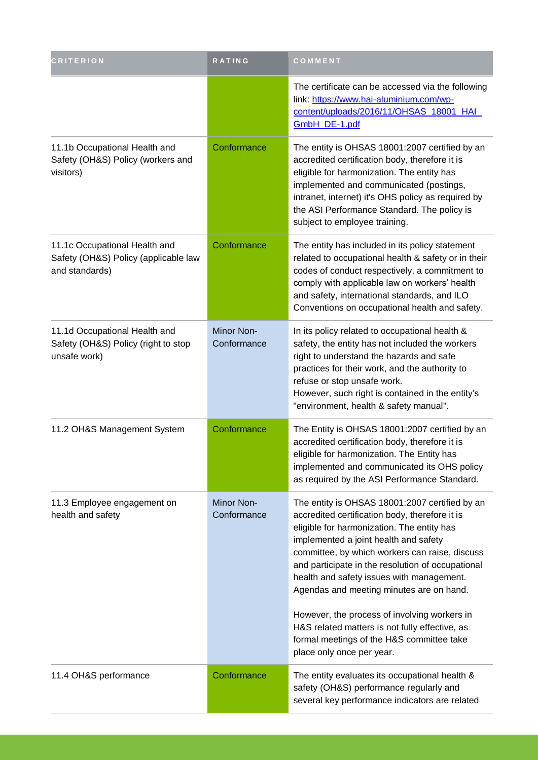| CRITERION | RATING | COMMENT |
|---|---|---|
| | | The certificate can be accessed via the following link: [https://www.hai-aluminium.com/wp-content/uploads/2016/11/OHSAS_18001_HAI_GmbH_DE-1.pdf](https://www.hai-aluminium.com/wp-content/uploads/2016/11/OHSAS_18001_HAI_GmbH_DE-1.pdf) |
| 11.1b Occupational Health and Safety (OH&S) Policy (workers and visitors) | Conformance | The entity is OHSAS 18001:2007 certified by an accredited certification body, therefore it is eligible for harmonization. The entity has implemented and communicated (postings, intranet, internet) it's OHS policy as required by the ASI Performance Standard. The policy is subject to employee training. |
| 11.1c Occupational Health and Safety (OH&S) Policy (applicable law and standards) | Conformance | The entity has included in its policy statement related to occupational health & safety or in their codes of conduct respectively, a commitment to comply with applicable law on workers' health and safety, international standards, and ILO Conventions on occupational health and safety. |
| 11.1d Occupational Health and Safety (OH&S) Policy (right to stop unsafe work) | Minor Non-Conformance | In its policy related to occupational health & safety, the entity has not included the workers right to understand the hazards and safe practices for their work, and the authority to refuse or stop unsafe work.<br>However, such right is contained in the entity's "environment, health & safety manual". |
| 11.2 OH&S Management System | Conformance | The Entity is OHSAS 18001:2007 certified by an accredited certification body, therefore it is eligible for harmonization. The Entity has implemented and communicated its OHS policy as required by the ASI Performance Standard. |
| 11.3 Employee engagement on health and safety | Minor Non-Conformance | The entity is OHSAS 18001:2007 certified by an accredited certification body, therefore it is eligible for harmonization. The entity has implemented a joint health and safety committee, by which workers can raise, discuss and participate in the resolution of occupational health and safety issues with management. Agendas and meeting minutes are on hand.<br><br>However, the process of involving workers in H&S related matters is not fully effective, as formal meetings of the H&S committee take place only once per year. |
| 11.4 OH&S performance | Conformance | The entity evaluates its occupational health & safety (OH&S) performance regularly and several key performance indicators are related |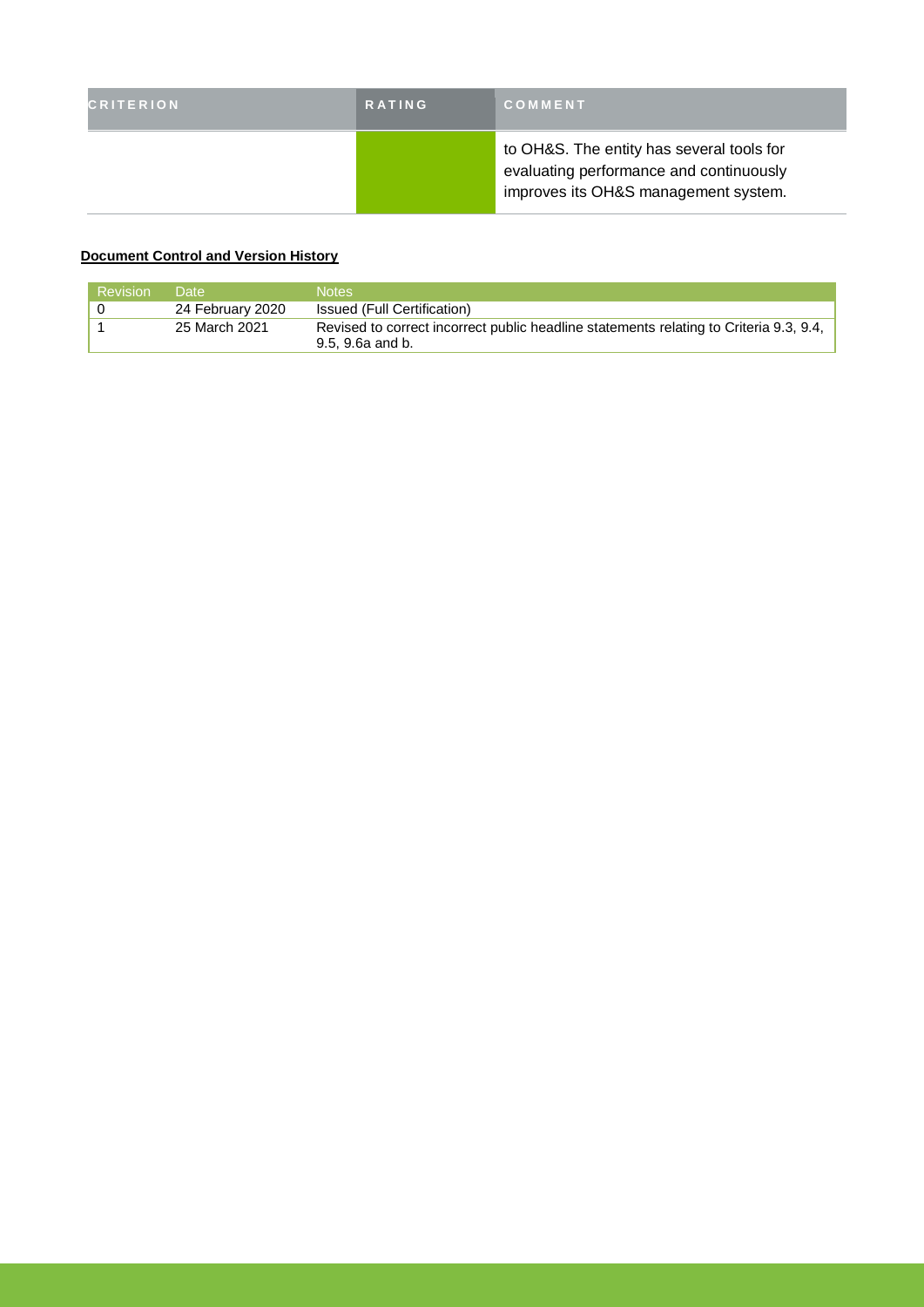| CRITERION | RATING | COMMENT |
| --- | --- | --- |
| | | to OH&S. The entity has several tools for evaluating performance and continuously improves its OH&S management system. |

**Document Control and Version History**

| Revision | Date | Notes |
| --- | --- | --- |
| 0 | 24 February 2020 | Issued (Full Certification) |
| 1 | 25 March 2021 | Revised to correct incorrect public headline statements relating to Criteria 9.3, 9.4, 9.5, 9.6a and b. |